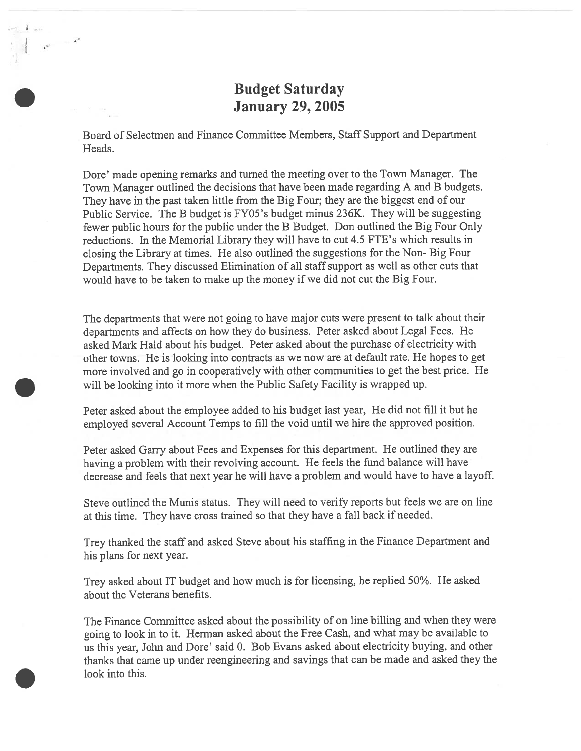# Budget Saturday
# January 29, 2005

Board of Selectmen and Finance Committee Members, Staff Support and Department Heads.

Dore' made opening remarks and turned the meeting over to the Town Manager. The Town Manager outlined the decisions that have been made regarding A and B budgets. They have in the past taken little from the Big Four; they are the biggest end of our Public Service. The B budget is FY05's budget minus 236K. They will be suggesting fewer public hours for the public under the B Budget. Don outlined the Big Four Only reductions. In the Memorial Library they will have to cut 4.5 FTE's which results in closing the Library at times. He also outlined the suggestions for the Non- Big Four Departments. They discussed Elimination of all staff support as well as other cuts that would have to be taken to make up the money if we did not cut the Big Four.

The departments that were not going to have major cuts were present to talk about their departments and affects on how they do business. Peter asked about Legal Fees. He asked Mark Hald about his budget. Peter asked about the purchase of electricity with other towns. He is looking into contracts as we now are at default rate. He hopes to get more involved and go in cooperatively with other communities to get the best price. He will be looking into it more when the Public Safety Facility is wrapped up.

Peter asked about the employee added to his budget last year, He did not fill it but he employed several Account Temps to fill the void until we hire the approved position.

Peter asked Garry about Fees and Expenses for this department. He outlined they are having a problem with their revolving account. He feels the fund balance will have decrease and feels that next year he will have a problem and would have to have a layoff.

Steve outlined the Munis status. They will need to verify reports but feels we are on line at this time. They have cross trained so that they have a fall back if needed.

Trey thanked the staff and asked Steve about his staffing in the Finance Department and his plans for next year.

Trey asked about IT budget and how much is for licensing, he replied 50%. He asked about the Veterans benefits.

The Finance Committee asked about the possibility of on line billing and when they were going to look in to it. Herman asked about the Free Cash, and what may be available to us this year, John and Dore' said 0. Bob Evans asked about electricity buying, and other thanks that came up under reengineering and savings that can be made and asked they the look into this.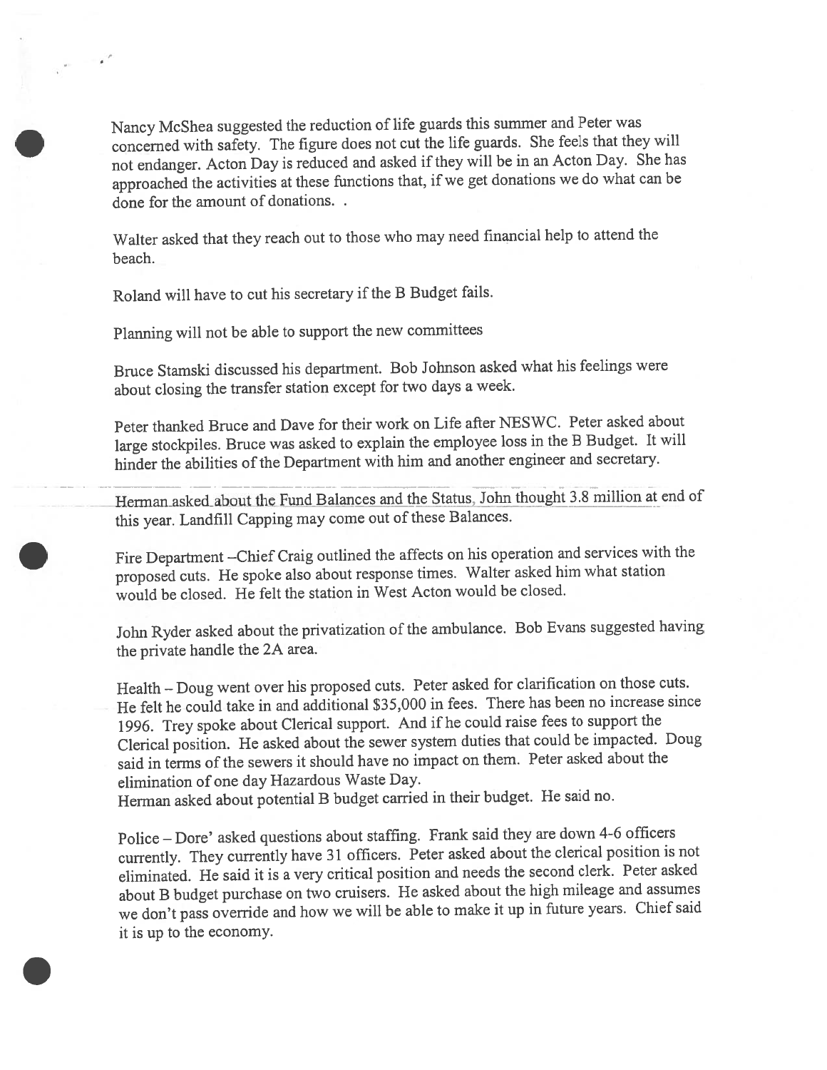Nancy McShea suggested the reduction of life guards this summer and Peter was concerned with safety. The figure does not cut the life guards. She feels that they will not endanger. Acton Day is reduced and asked if they will be in an Acton Day. She has approached the activities at these functions that, if we get donations we do what can be done for the amount of donations. .

Walter asked that they reach out to those who may need financial help to attend the beach.

Roland will have to cut his secretary if the B Budget fails.

Planning will not be able to support the new committees

Bruce Stamski discussed his department. Bob Johnson asked what his feelings were about closing the transfer station except for two days a week.

Peter thanked Bruce and Dave for their work on Life after NESWC. Peter asked about large stockpiles. Bruce was asked to explain the employee loss in the B Budget. It will hinder the abilities of the Department with him and another engineer and secretary.

Herman asked about the Fund Balances and the Status, John thought 3.8 million at end of this year. Landfill Capping may come out of these Balances.

Fire Department –Chief Craig outlined the affects on his operation and services with the proposed cuts. He spoke also about response times. Walter asked him what station would be closed. He felt the station in West Acton would be closed.

John Ryder asked about the privatization of the ambulance. Bob Evans suggested having the private handle the 2A area.

Health – Doug went over his proposed cuts. Peter asked for clarification on those cuts. He felt he could take in and additional $35,000 in fees. There has been no increase since 1996. Trey spoke about Clerical support. And if he could raise fees to support the Clerical position. He asked about the sewer system duties that could be impacted. Doug said in terms of the sewers it should have no impact on them. Peter asked about the elimination of one day Hazardous Waste Day.
Herman asked about potential B budget carried in their budget. He said no.

Police – Dore' asked questions about staffing. Frank said they are down 4-6 officers currently. They currently have 31 officers. Peter asked about the clerical position is not eliminated. He said it is a very critical position and needs the second clerk. Peter asked about B budget purchase on two cruisers. He asked about the high mileage and assumes we don't pass override and how we will be able to make it up in future years. Chief said it is up to the economy.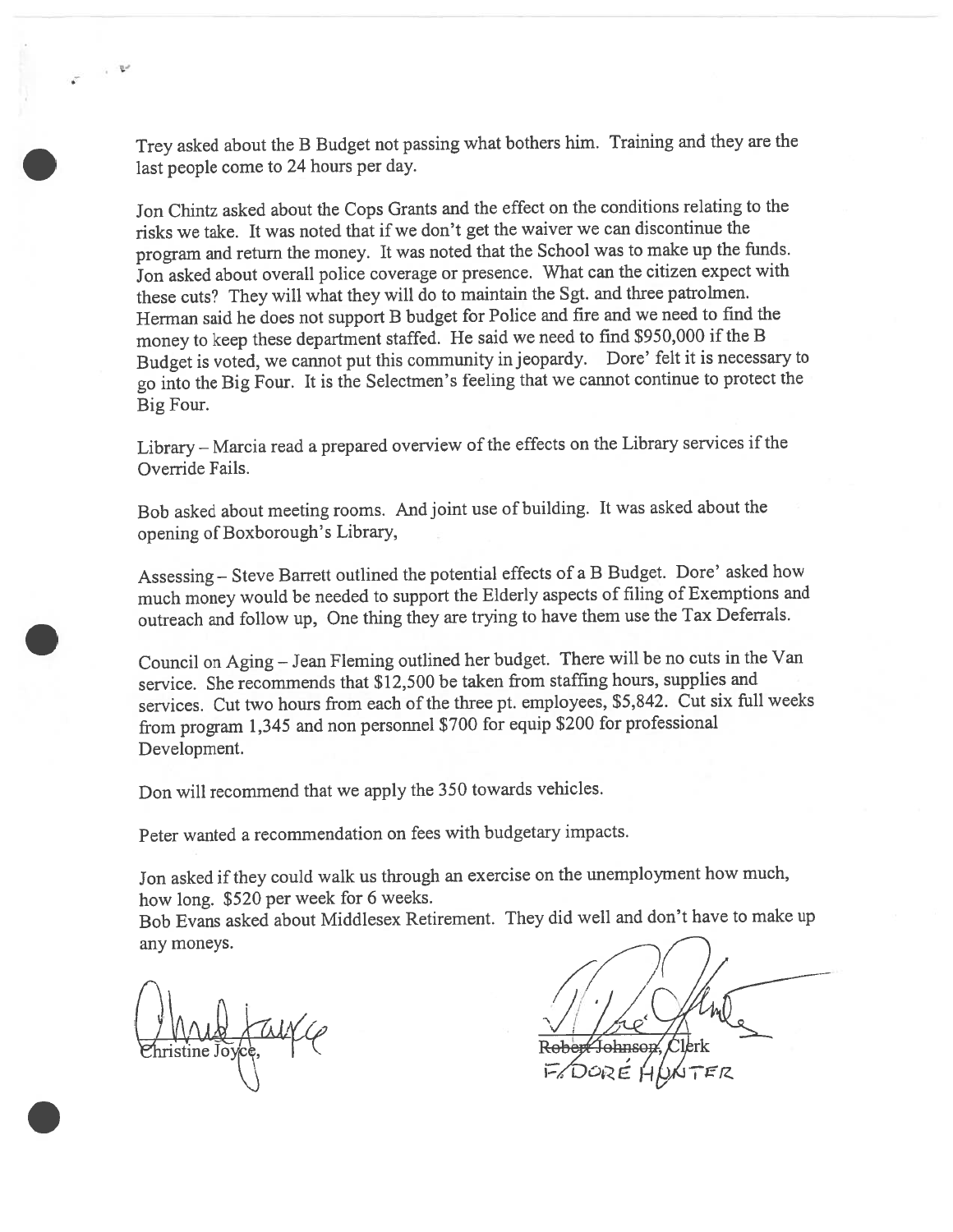Trey asked about the B Budget not passing what bothers him. Training and they are the last people come to 24 hours per day.

Jon Chintz asked about the Cops Grants and the effect on the conditions relating to the risks we take. It was noted that if we don't get the waiver we can discontinue the program and return the money. It was noted that the School was to make up the funds. Jon asked about overall police coverage or presence. What can the citizen expect with these cuts? They will what they will do to maintain the Sgt. and three patrolmen. Herman said he does not support B budget for Police and fire and we need to find the money to keep these department staffed. He said we need to find $950,000 if the B Budget is voted, we cannot put this community in jeopardy. Dore' felt it is necessary to go into the Big Four. It is the Selectmen's feeling that we cannot continue to protect the Big Four.

Library – Marcia read a prepared overview of the effects on the Library services if the Override Fails.

Bob asked about meeting rooms. And joint use of building. It was asked about the opening of Boxborough's Library,

Assessing – Steve Barrett outlined the potential effects of a B Budget. Dore' asked how much money would be needed to support the Elderly aspects of filing of Exemptions and outreach and follow up, One thing they are trying to have them use the Tax Deferrals.

Council on Aging – Jean Fleming outlined her budget. There will be no cuts in the Van service. She recommends that $12,500 be taken from staffing hours, supplies and services. Cut two hours from each of the three pt. employees, $5,842. Cut six full weeks from program 1,345 and non personnel $700 for equip $200 for professional Development.

Don will recommend that we apply the 350 towards vehicles.

Peter wanted a recommendation on fees with budgetary impacts.

Jon asked if they could walk us through an exercise on the unemployment how much, how long. $520 per week for 6 weeks.
Bob Evans asked about Middlesex Retirement. They did well and don't have to make up any moneys.

Christine Joyce,

~~Robert Johnson~~, Clerk
F/ DORÉ HUNTER